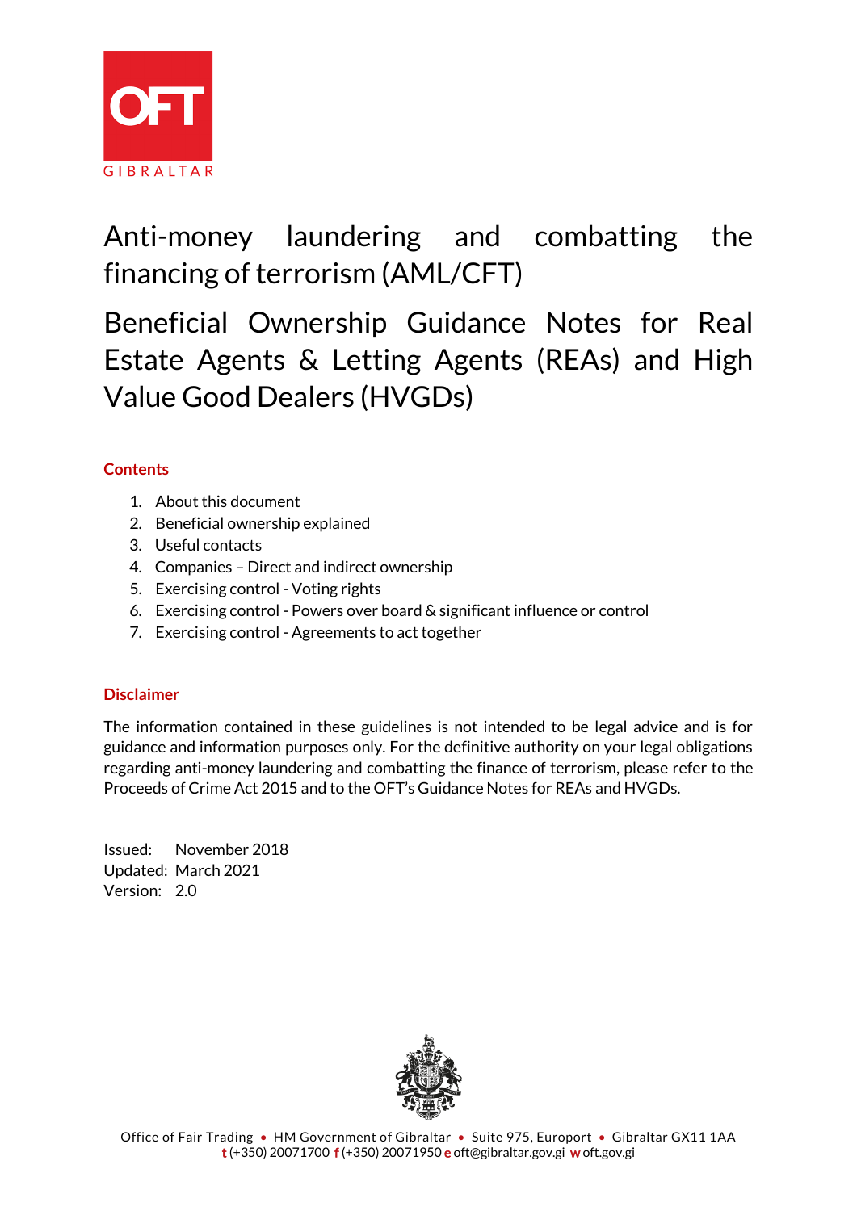OFT GIBRALTAR

# Anti-money laundering and combatting the financing of terrorism (AML/CFT)

# Beneficial Ownership Guidance Notes for Real Estate Agents & Letting Agents (REAs) and High Value Good Dealers (HVGDs)

## Contents

1. About this document
2. Beneficial ownership explained
3. Useful contacts
4. Companies – Direct and indirect ownership
5. Exercising control - Voting rights
6. Exercising control - Powers over board & significant influence or control
7. Exercising control - Agreements to act together

## Disclaimer

The information contained in these guidelines is not intended to be legal advice and is for guidance and information purposes only. For the definitive authority on your legal obligations regarding anti-money laundering and combatting the finance of terrorism, please refer to the Proceeds of Crime Act 2015 and to the OFT's Guidance Notes for REAs and HVGDs.

Issued: November 2018
Updated: March 2021
Version: 2.0

Office of Fair Trading • HM Government of Gibraltar • Suite 975, Europort • Gibraltar GX11 1AA
t (+350) 20071700 f (+350) 20071950 e oft@gibraltar.gov.gi w oft.gov.gi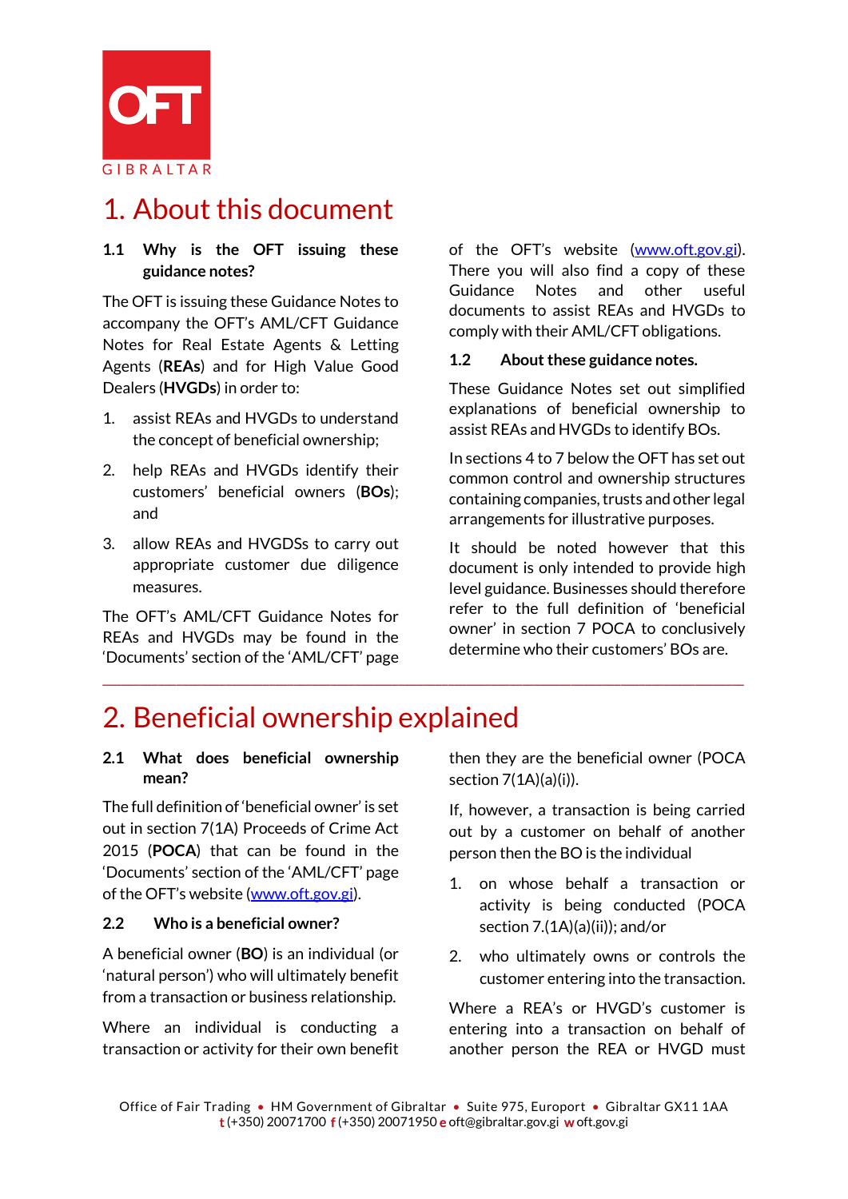# 1. About this document

### 1.1 Why is the OFT issuing these guidance notes?

The OFT is issuing these Guidance Notes to accompany the OFT's AML/CFT Guidance Notes for Real Estate Agents & Letting Agents (**REAs**) and for High Value Good Dealers (**HVGDs**) in order to:

1. assist REAs and HVGDs to understand the concept of beneficial ownership;
2. help REAs and HVGDs identify their customers' beneficial owners (**BOs**); and
3. allow REAs and HVGDSs to carry out appropriate customer due diligence measures.

The OFT's AML/CFT Guidance Notes for REAs and HVGDs may be found in the 'Documents' section of the 'AML/CFT' page of the OFT's website (www.oft.gov.gi). There you will also find a copy of these Guidance Notes and other useful documents to assist REAs and HVGDs to comply with their AML/CFT obligations.

### 1.2 About these guidance notes.

These Guidance Notes set out simplified explanations of beneficial ownership to assist REAs and HVGDs to identify BOs.

In sections 4 to 7 below the OFT has set out common control and ownership structures containing companies, trusts and other legal arrangements for illustrative purposes.

It should be noted however that this document is only intended to provide high level guidance. Businesses should therefore refer to the full definition of 'beneficial owner' in section 7 POCA to conclusively determine who their customers' BOs are.

---

# 2. Beneficial ownership explained

### 2.1 What does beneficial ownership mean?

The full definition of 'beneficial owner' is set out in section 7(1A) Proceeds of Crime Act 2015 (**POCA**) that can be found in the 'Documents' section of the 'AML/CFT' page of the OFT's website (www.oft.gov.gi).

### 2.2 Who is a beneficial owner?

A beneficial owner (**BO**) is an individual (or 'natural person') who will ultimately benefit from a transaction or business relationship.

Where an individual is conducting a transaction or activity for their own benefit then they are the beneficial owner (POCA section 7(1A)(a)(i)).

If, however, a transaction is being carried out by a customer on behalf of another person then the BO is the individual

1. on whose behalf a transaction or activity is being conducted (POCA section 7.(1A)(a)(ii)); and/or
2. who ultimately owns or controls the customer entering into the transaction.

Where a REA's or HVGD's customer is entering into a transaction on behalf of another person the REA or HVGD must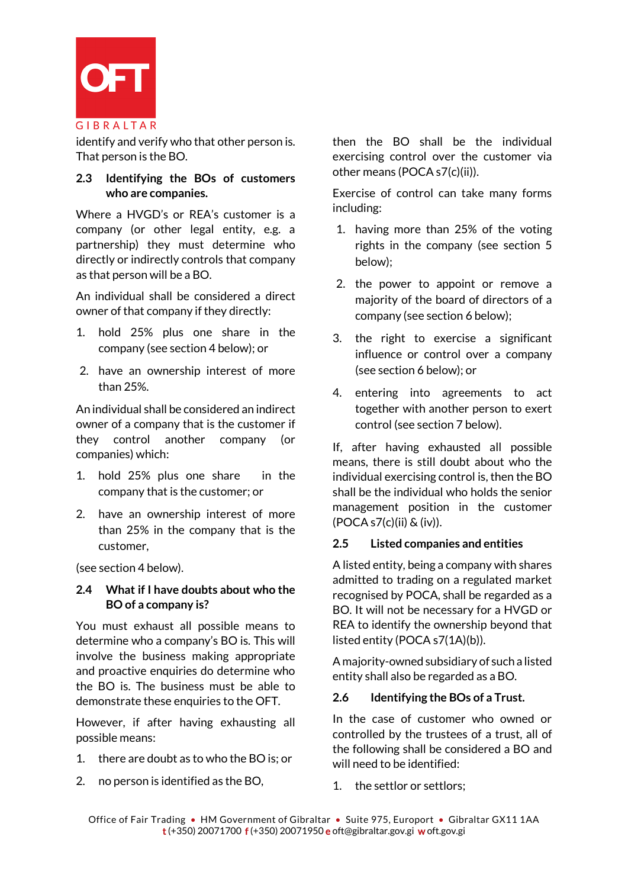identify and verify who that other person is. That person is the BO.

### 2.3 Identifying the BOs of customers who are companies.

Where a HVGD's or REA's customer is a company (or other legal entity, e.g. a partnership) they must determine who directly or indirectly controls that company as that person will be a BO.

An individual shall be considered a direct owner of that company if they directly:

1. hold 25% plus one share in the company (see section 4 below); or
2. have an ownership interest of more than 25%.

An individual shall be considered an indirect owner of a company that is the customer if they control another company (or companies) which:

1. hold 25% plus one share in the company that is the customer; or
2. have an ownership interest of more than 25% in the company that is the customer,

(see section 4 below).

### 2.4 What if I have doubts about who the BO of a company is?

You must exhaust all possible means to determine who a company's BO is. This will involve the business making appropriate and proactive enquiries do determine who the BO is. The business must be able to demonstrate these enquiries to the OFT.

However, if after having exhausting all possible means:

1. there are doubt as to who the BO is; or
2. no person is identified as the BO,

then the BO shall be the individual exercising control over the customer via other means (POCA s7(c)(ii)).

Exercise of control can take many forms including:

1. having more than 25% of the voting rights in the company (see section 5 below);
2. the power to appoint or remove a majority of the board of directors of a company (see section 6 below);
3. the right to exercise a significant influence or control over a company (see section 6 below); or
4. entering into agreements to act together with another person to exert control (see section 7 below).

If, after having exhausted all possible means, there is still doubt about who the individual exercising control is, then the BO shall be the individual who holds the senior management position in the customer (POCA s7(c)(ii) & (iv)).

### 2.5 Listed companies and entities

A listed entity, being a company with shares admitted to trading on a regulated market recognised by POCA, shall be regarded as a BO. It will not be necessary for a HVGD or REA to identify the ownership beyond that listed entity (POCA s7(1A)(b)).

A majority-owned subsidiary of such a listed entity shall also be regarded as a BO.

### 2.6 Identifying the BOs of a Trust.

In the case of customer who owned or controlled by the trustees of a trust, all of the following shall be considered a BO and will need to be identified:

1. the settlor or settlors;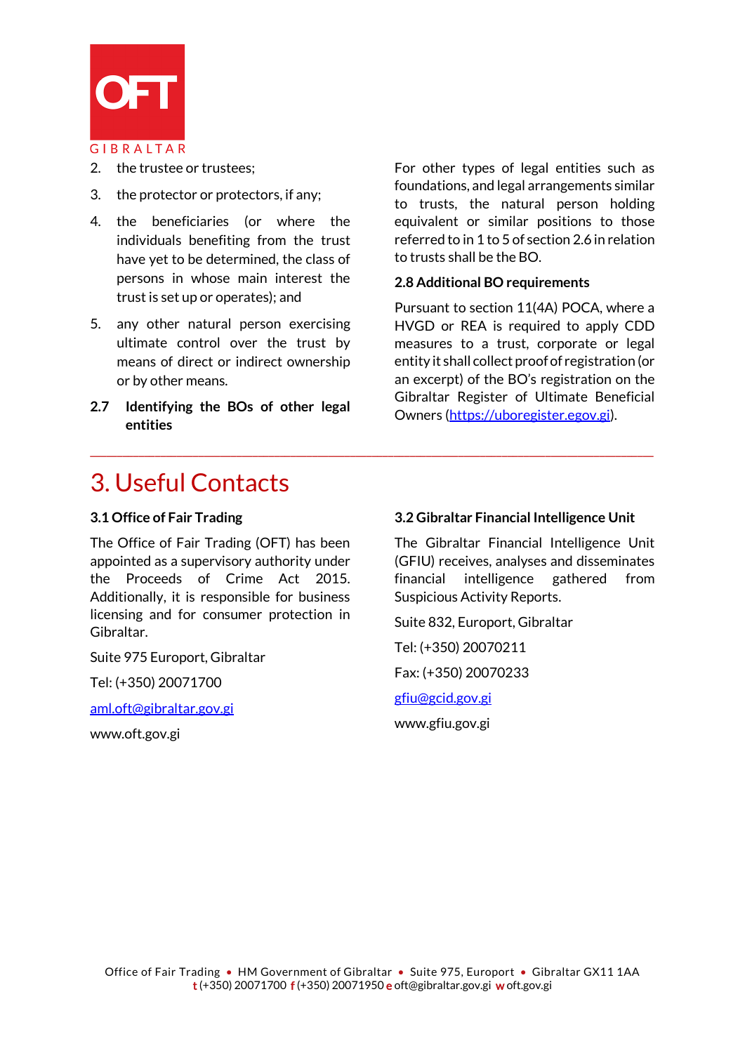2. the trustee or trustees;
3. the protector or protectors, if any;
4. the beneficiaries (or where the individuals benefiting from the trust have yet to be determined, the class of persons in whose main interest the trust is set up or operates); and
5. any other natural person exercising ultimate control over the trust by means of direct or indirect ownership or by other means.

### 2.7 Identifying the BOs of other legal entities

For other types of legal entities such as foundations, and legal arrangements similar to trusts, the natural person holding equivalent or similar positions to those referred to in 1 to 5 of section 2.6 in relation to trusts shall be the BO.

### 2.8 Additional BO requirements

Pursuant to section 11(4A) POCA, where a HVGD or REA is required to apply CDD measures to a trust, corporate or legal entity it shall collect proof of registration (or an excerpt) of the BO's registration on the Gibraltar Register of Ultimate Beneficial Owners (https://uboregister.egov.gi).

# 3. Useful Contacts

### 3.1 Office of Fair Trading

The Office of Fair Trading (OFT) has been appointed as a supervisory authority under the Proceeds of Crime Act 2015. Additionally, it is responsible for business licensing and for consumer protection in Gibraltar.

Suite 975 Europort, Gibraltar

Tel: (+350) 20071700

aml.oft@gibraltar.gov.gi

www.oft.gov.gi

### 3.2 Gibraltar Financial Intelligence Unit

The Gibraltar Financial Intelligence Unit (GFIU) receives, analyses and disseminates financial intelligence gathered from Suspicious Activity Reports.

Suite 832, Europort, Gibraltar

Tel: (+350) 20070211

Fax: (+350) 20070233

gfiu@gcid.gov.gi

www.gfiu.gov.gi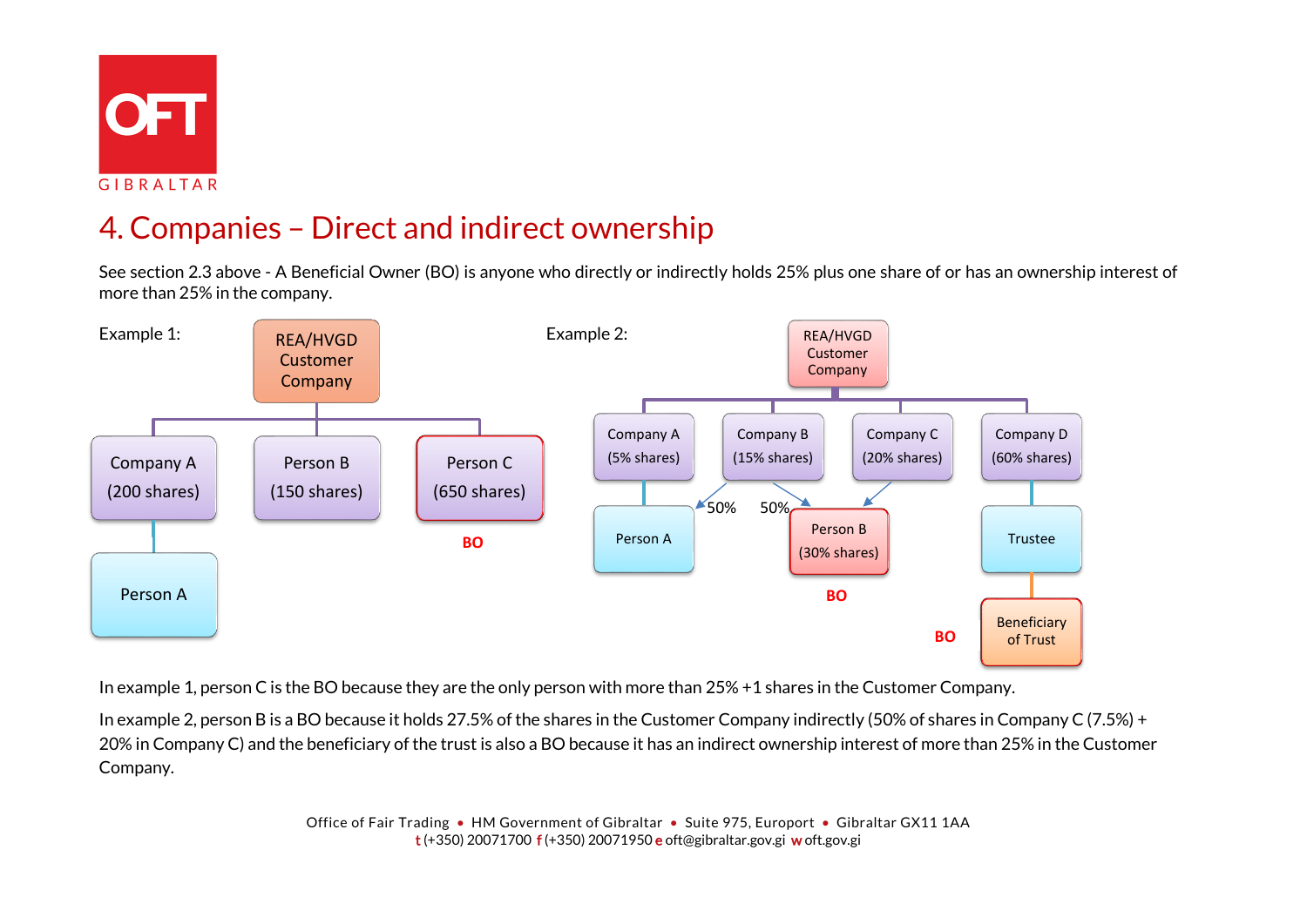# 4. Companies – Direct and indirect ownership

See section 2.3 above - A Beneficial Owner (BO) is anyone who directly or indirectly holds 25% plus one share of or has an ownership interest of more than 25% in the company.

Example 1:

REA/HVGD Customer Company

- Company A (200 shares)
  - Person A
- Person B (150 shares)
- Person C (650 shares) — **BO**

Example 2:

REA/HVGD Customer Company

- Company A (5% shares)
  - Person A
- Company B (15% shares)
  - 50% Person A
  - 50% Person B
- Company C (20% shares)
  - Person B
- Company D (60% shares)
  - Trustee
    - Beneficiary of Trust — **BO**

Person B (30% shares) — **BO**

In example 1, person C is the BO because they are the only person with more than 25% +1 shares in the Customer Company.

In example 2, person B is a BO because it holds 27.5% of the shares in the Customer Company indirectly (50% of shares in Company C (7.5%) + 20% in Company C) and the beneficiary of the trust is also a BO because it has an indirect ownership interest of more than 25% in the Customer Company.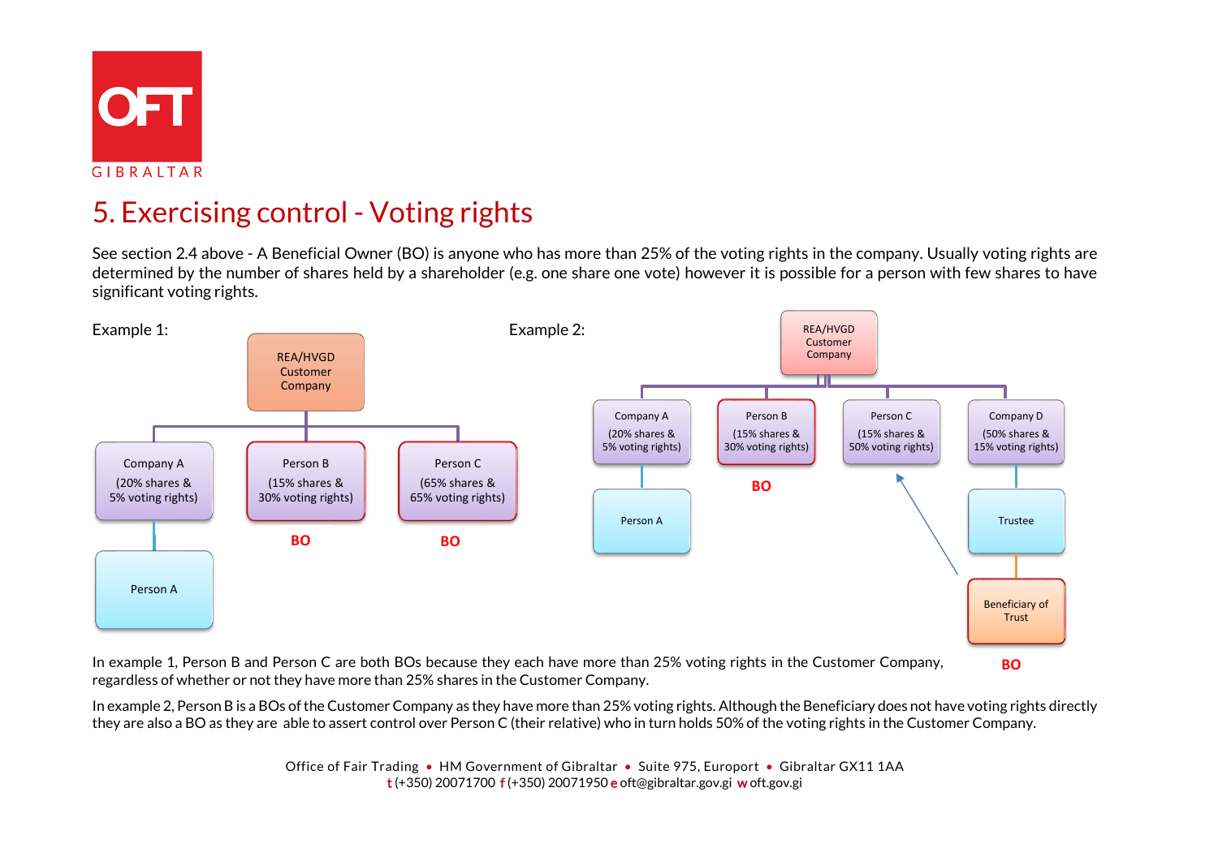# 5. Exercising control - Voting rights

See section 2.4 above - A Beneficial Owner (BO) is anyone who has more than 25% of the voting rights in the company. Usually voting rights are determined by the number of shares held by a shareholder (e.g. one share one vote) however it is possible for a person with few shares to have significant voting rights.

Example 1:

REA/HVGD Customer Company

Company A (20% shares & 5% voting rights)

Person A

Person B (15% shares & 30% voting rights) — **BO**

Person C (65% shares & 65% voting rights) — **BO**

Example 2:

REA/HVGD Customer Company

Company A (20% shares & 5% voting rights)

Person A

Person B (15% shares & 30% voting rights) — **BO**

Person C (15% shares & 50% voting rights)

Company D (50% shares & 15% voting rights)

Trustee

Beneficiary of Trust — **BO**

In example 1, Person B and Person C are both BOs because they each have more than 25% voting rights in the Customer Company, regardless of whether or not they have more than 25% shares in the Customer Company.

In example 2, Person B is a BOs of the Customer Company as they have more than 25% voting rights. Although the Beneficiary does not have voting rights directly they are also a BO as they are able to assert control over Person C (their relative) who in turn holds 50% of the voting rights in the Customer Company.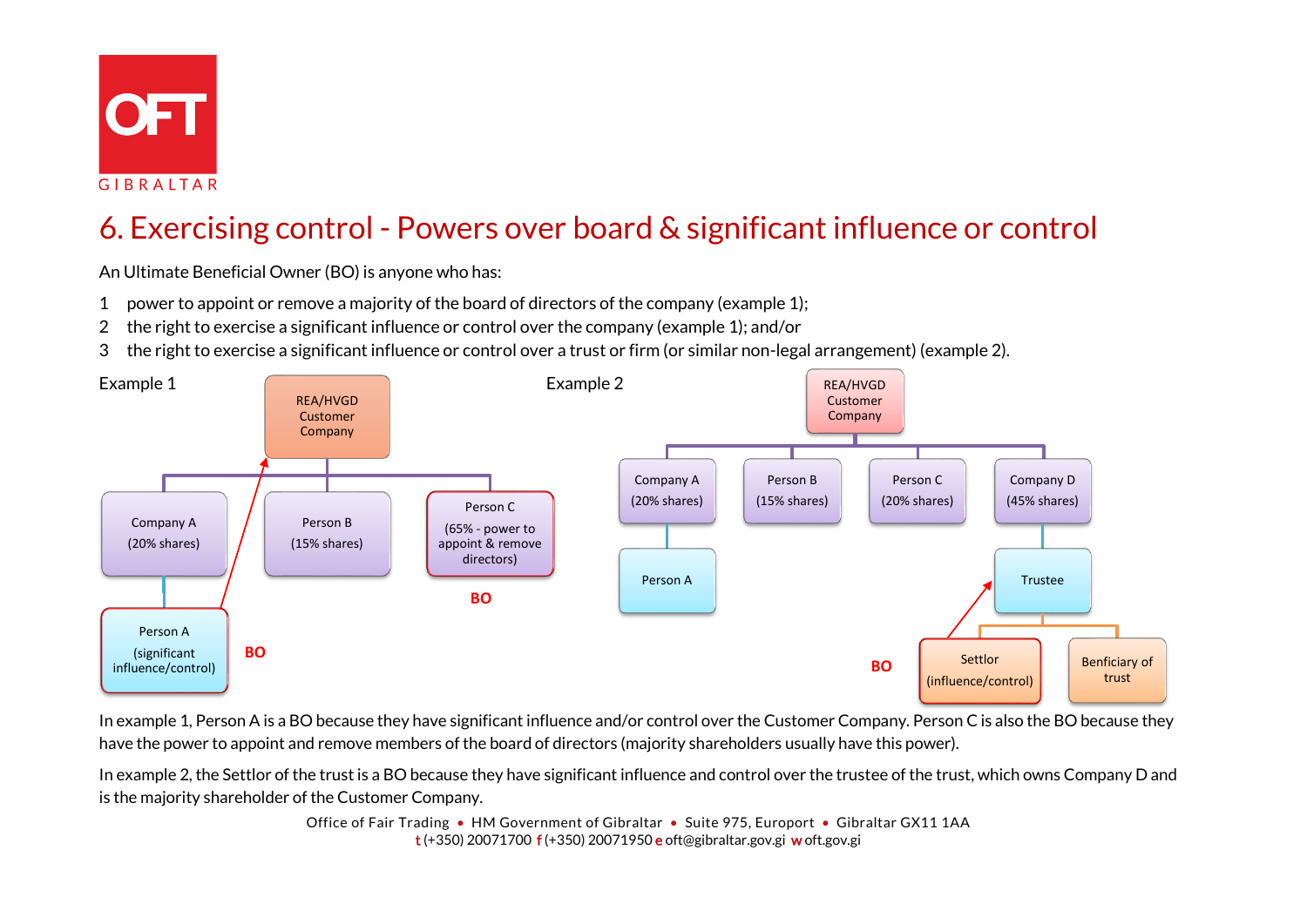# 6. Exercising control - Powers over board & significant influence or control

An Ultimate Beneficial Owner (BO) is anyone who has:

1. power to appoint or remove a majority of the board of directors of the company (example 1);
2. the right to exercise a significant influence or control over the company (example 1); and/or
3. the right to exercise a significant influence or control over a trust or firm (or similar non-legal arrangement) (example 2).

Example 1

REA/HVGD Customer Company

Company A (20% shares)

Person B (15% shares)

Person C (65% - power to appoint & remove directors)

BO

Person A (significant influence/control)

BO

Example 2

REA/HVGD Customer Company

Company A (20% shares)

Person B (15% shares)

Person C (20% shares)

Company D (45% shares)

Person A

Trustee

BO

Settlor (influence/control)

Benficiary of trust

In example 1, Person A is a BO because they have significant influence and/or control over the Customer Company. Person C is also the BO because they have the power to appoint and remove members of the board of directors (majority shareholders usually have this power).

In example 2, the Settlor of the trust is a BO because they have significant influence and control over the trustee of the trust, which owns Company D and is the majority shareholder of the Customer Company.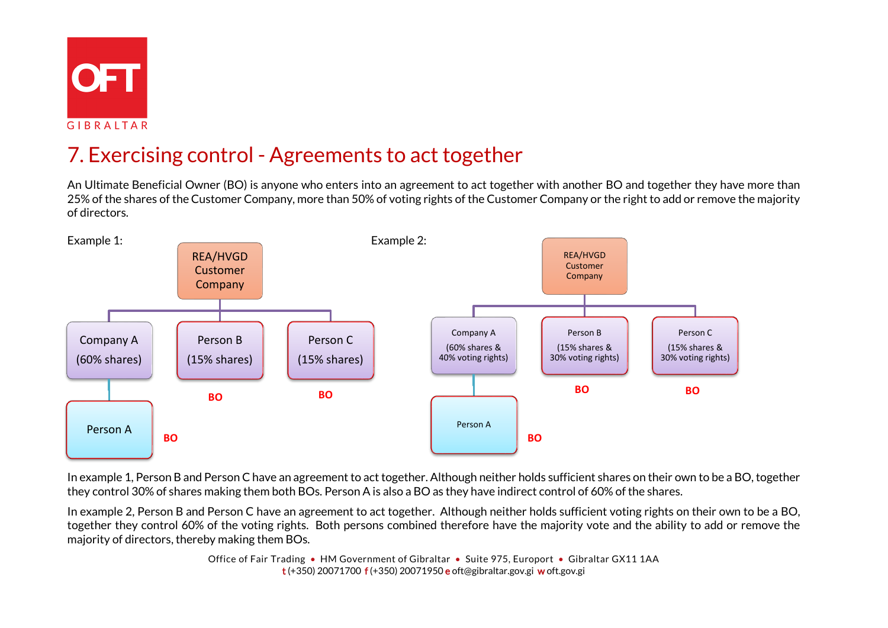# 7. Exercising control - Agreements to act together

An Ultimate Beneficial Owner (BO) is anyone who enters into an agreement to act together with another BO and together they have more than 25% of the shares of the Customer Company, more than 50% of voting rights of the Customer Company or the right to add or remove the majority of directors.

Example 1:

REA/HVGD Customer Company

Company A (60% shares)

Person B (15% shares)

BO

Person C (15% shares)

BO

Person A

BO

Example 2:

REA/HVGD Customer Company

Company A (60% shares & 40% voting rights)

Person B (15% shares & 30% voting rights)

BO

Person C (15% shares & 30% voting rights)

BO

Person A

BO

In example 1, Person B and Person C have an agreement to act together. Although neither holds sufficient shares on their own to be a BO, together they control 30% of shares making them both BOs. Person A is also a BO as they have indirect control of 60% of the shares.

In example 2, Person B and Person C have an agreement to act together. Although neither holds sufficient voting rights on their own to be a BO, together they control 60% of the voting rights. Both persons combined therefore have the majority vote and the ability to add or remove the majority of directors, thereby making them BOs.